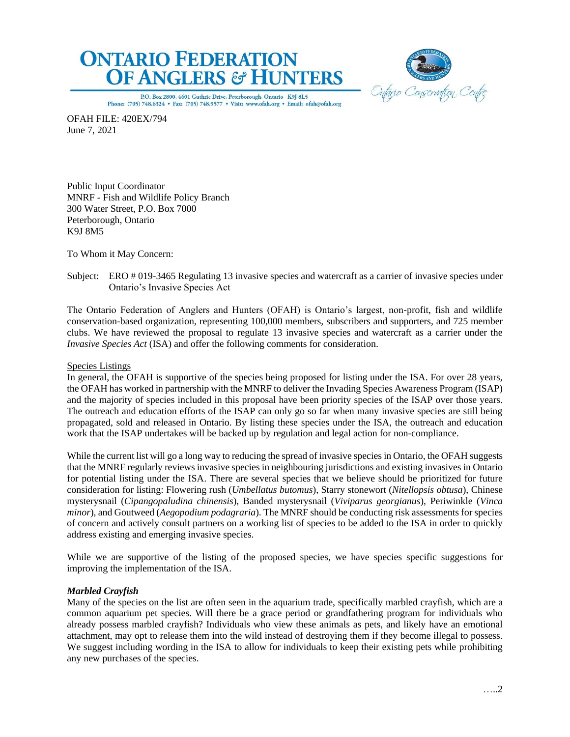# ONTARIO FEDERATION OF ANGLERS & HUNTERS

P.O. Box 2800, 4601 Guthrie Drive, Peterborough, Ontario K9J 8L5
Phone: (705) 748.6324 • Fax: (705) 748.9577 • Visit: www.ofah.org • Email: ofah@ofah.org

Ontario Conservation Centre

OFAH FILE: 420EX/794
June 7, 2021

Public Input Coordinator
MNRF - Fish and Wildlife Policy Branch
300 Water Street, P.O. Box 7000
Peterborough, Ontario
K9J 8M5

To Whom it May Concern:

Subject: ERO # 019-3465 Regulating 13 invasive species and watercraft as a carrier of invasive species under Ontario's Invasive Species Act

The Ontario Federation of Anglers and Hunters (OFAH) is Ontario's largest, non-profit, fish and wildlife conservation-based organization, representing 100,000 members, subscribers and supporters, and 725 member clubs. We have reviewed the proposal to regulate 13 invasive species and watercraft as a carrier under the *Invasive Species Act* (ISA) and offer the following comments for consideration.

Species Listings

In general, the OFAH is supportive of the species being proposed for listing under the ISA. For over 28 years, the OFAH has worked in partnership with the MNRF to deliver the Invading Species Awareness Program (ISAP) and the majority of species included in this proposal have been priority species of the ISAP over those years. The outreach and education efforts of the ISAP can only go so far when many invasive species are still being propagated, sold and released in Ontario. By listing these species under the ISA, the outreach and education work that the ISAP undertakes will be backed up by regulation and legal action for non-compliance.

While the current list will go a long way to reducing the spread of invasive species in Ontario, the OFAH suggests that the MNRF regularly reviews invasive species in neighbouring jurisdictions and existing invasives in Ontario for potential listing under the ISA. There are several species that we believe should be prioritized for future consideration for listing: Flowering rush (*Umbellatus butomus*), Starry stonewort (*Nitellopsis obtusa*), Chinese mysterysnail (*Cipangopaludina chinensis*), Banded mysterysnail (*Viviparus georgianus*), Periwinkle (*Vinca minor*), and Goutweed (*Aegopodium podagraria*). The MNRF should be conducting risk assessments for species of concern and actively consult partners on a working list of species to be added to the ISA in order to quickly address existing and emerging invasive species.

While we are supportive of the listing of the proposed species, we have species specific suggestions for improving the implementation of the ISA.

***Marbled Crayfish***

Many of the species on the list are often seen in the aquarium trade, specifically marbled crayfish, which are a common aquarium pet species. Will there be a grace period or grandfathering program for individuals who already possess marbled crayfish? Individuals who view these animals as pets, and likely have an emotional attachment, may opt to release them into the wild instead of destroying them if they become illegal to possess. We suggest including wording in the ISA to allow for individuals to keep their existing pets while prohibiting any new purchases of the species.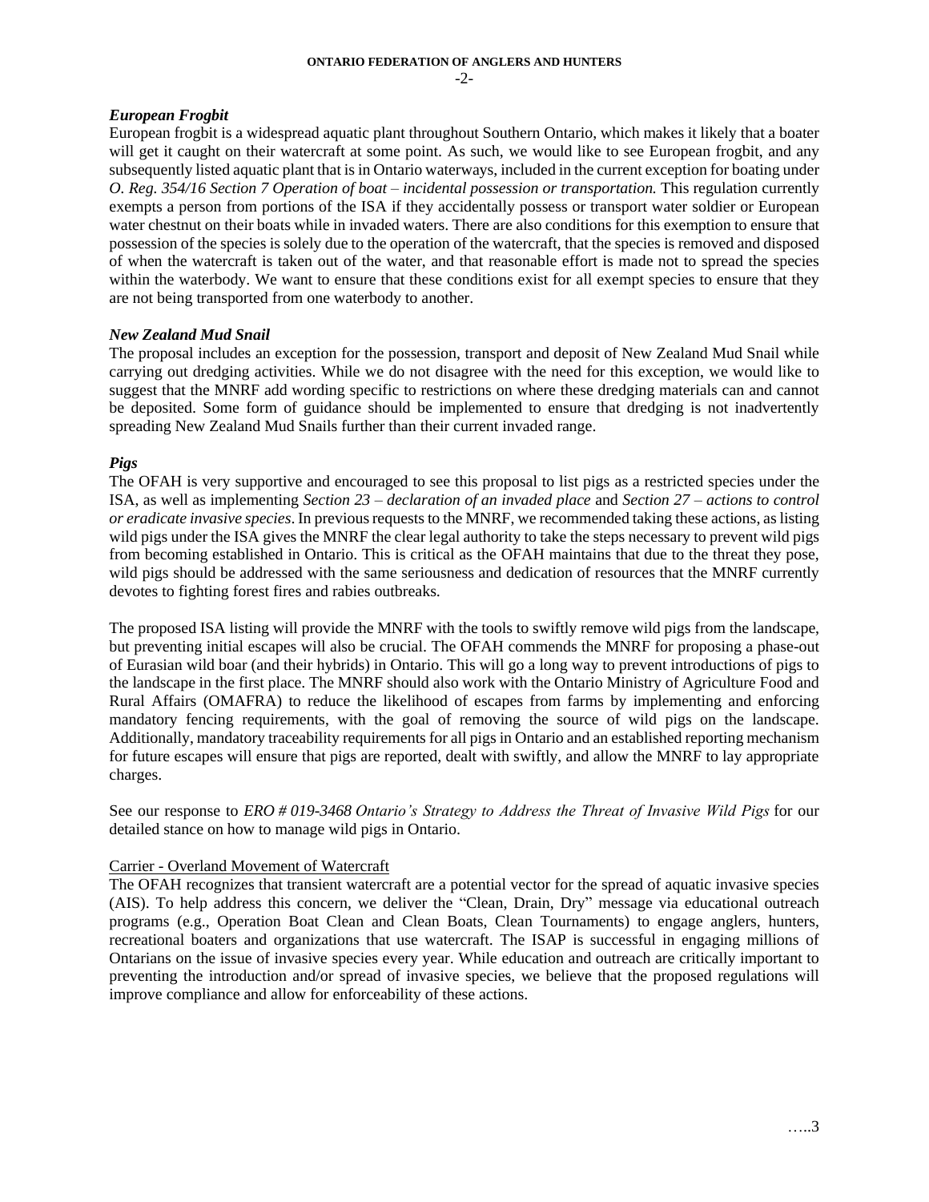### *European Frogbit*

European frogbit is a widespread aquatic plant throughout Southern Ontario, which makes it likely that a boater will get it caught on their watercraft at some point. As such, we would like to see European frogbit, and any subsequently listed aquatic plant that is in Ontario waterways, included in the current exception for boating under *O. Reg. 354/16 Section 7 Operation of boat – incidental possession or transportation.* This regulation currently exempts a person from portions of the ISA if they accidentally possess or transport water soldier or European water chestnut on their boats while in invaded waters. There are also conditions for this exemption to ensure that possession of the species is solely due to the operation of the watercraft, that the species is removed and disposed of when the watercraft is taken out of the water, and that reasonable effort is made not to spread the species within the waterbody. We want to ensure that these conditions exist for all exempt species to ensure that they are not being transported from one waterbody to another.

### *New Zealand Mud Snail*

The proposal includes an exception for the possession, transport and deposit of New Zealand Mud Snail while carrying out dredging activities. While we do not disagree with the need for this exception, we would like to suggest that the MNRF add wording specific to restrictions on where these dredging materials can and cannot be deposited. Some form of guidance should be implemented to ensure that dredging is not inadvertently spreading New Zealand Mud Snails further than their current invaded range.

### *Pigs*

The OFAH is very supportive and encouraged to see this proposal to list pigs as a restricted species under the ISA, as well as implementing *Section 23 – declaration of an invaded place* and *Section 27 – actions to control or eradicate invasive species*. In previous requests to the MNRF, we recommended taking these actions, as listing wild pigs under the ISA gives the MNRF the clear legal authority to take the steps necessary to prevent wild pigs from becoming established in Ontario. This is critical as the OFAH maintains that due to the threat they pose, wild pigs should be addressed with the same seriousness and dedication of resources that the MNRF currently devotes to fighting forest fires and rabies outbreaks.

The proposed ISA listing will provide the MNRF with the tools to swiftly remove wild pigs from the landscape, but preventing initial escapes will also be crucial. The OFAH commends the MNRF for proposing a phase-out of Eurasian wild boar (and their hybrids) in Ontario. This will go a long way to prevent introductions of pigs to the landscape in the first place. The MNRF should also work with the Ontario Ministry of Agriculture Food and Rural Affairs (OMAFRA) to reduce the likelihood of escapes from farms by implementing and enforcing mandatory fencing requirements, with the goal of removing the source of wild pigs on the landscape. Additionally, mandatory traceability requirements for all pigs in Ontario and an established reporting mechanism for future escapes will ensure that pigs are reported, dealt with swiftly, and allow the MNRF to lay appropriate charges.

See our response to *ERO # 019-3468 Ontario's Strategy to Address the Threat of Invasive Wild Pigs* for our detailed stance on how to manage wild pigs in Ontario.

## Carrier - Overland Movement of Watercraft

The OFAH recognizes that transient watercraft are a potential vector for the spread of aquatic invasive species (AIS). To help address this concern, we deliver the "Clean, Drain, Dry" message via educational outreach programs (e.g., Operation Boat Clean and Clean Boats, Clean Tournaments) to engage anglers, hunters, recreational boaters and organizations that use watercraft. The ISAP is successful in engaging millions of Ontarians on the issue of invasive species every year. While education and outreach are critically important to preventing the introduction and/or spread of invasive species, we believe that the proposed regulations will improve compliance and allow for enforceability of these actions.

…..3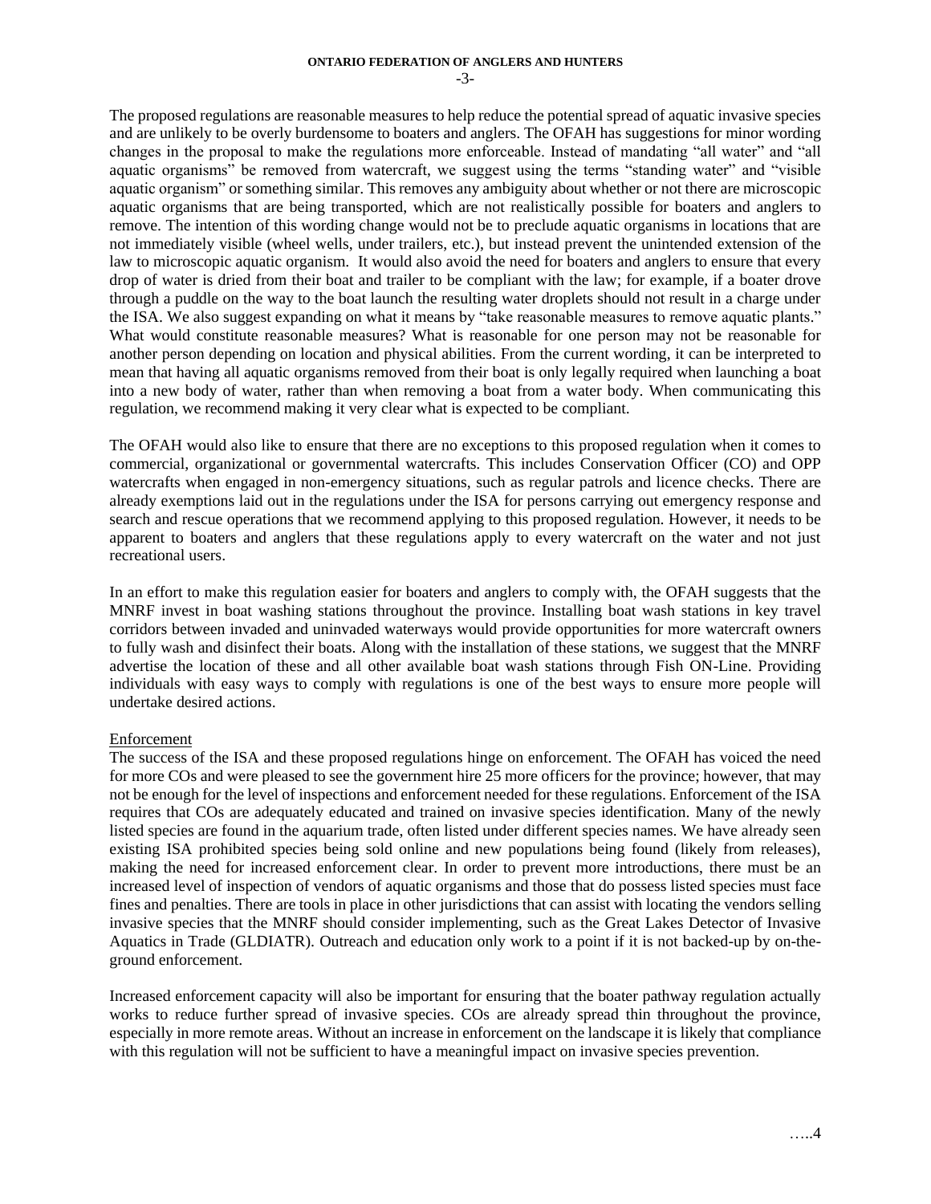The proposed regulations are reasonable measures to help reduce the potential spread of aquatic invasive species and are unlikely to be overly burdensome to boaters and anglers. The OFAH has suggestions for minor wording changes in the proposal to make the regulations more enforceable. Instead of mandating "all water" and "all aquatic organisms" be removed from watercraft, we suggest using the terms "standing water" and "visible aquatic organism" or something similar. This removes any ambiguity about whether or not there are microscopic aquatic organisms that are being transported, which are not realistically possible for boaters and anglers to remove. The intention of this wording change would not be to preclude aquatic organisms in locations that are not immediately visible (wheel wells, under trailers, etc.), but instead prevent the unintended extension of the law to microscopic aquatic organism. It would also avoid the need for boaters and anglers to ensure that every drop of water is dried from their boat and trailer to be compliant with the law; for example, if a boater drove through a puddle on the way to the boat launch the resulting water droplets should not result in a charge under the ISA. We also suggest expanding on what it means by "take reasonable measures to remove aquatic plants." What would constitute reasonable measures? What is reasonable for one person may not be reasonable for another person depending on location and physical abilities. From the current wording, it can be interpreted to mean that having all aquatic organisms removed from their boat is only legally required when launching a boat into a new body of water, rather than when removing a boat from a water body. When communicating this regulation, we recommend making it very clear what is expected to be compliant.

The OFAH would also like to ensure that there are no exceptions to this proposed regulation when it comes to commercial, organizational or governmental watercrafts. This includes Conservation Officer (CO) and OPP watercrafts when engaged in non-emergency situations, such as regular patrols and licence checks. There are already exemptions laid out in the regulations under the ISA for persons carrying out emergency response and search and rescue operations that we recommend applying to this proposed regulation. However, it needs to be apparent to boaters and anglers that these regulations apply to every watercraft on the water and not just recreational users.

In an effort to make this regulation easier for boaters and anglers to comply with, the OFAH suggests that the MNRF invest in boat washing stations throughout the province. Installing boat wash stations in key travel corridors between invaded and uninvaded waterways would provide opportunities for more watercraft owners to fully wash and disinfect their boats. Along with the installation of these stations, we suggest that the MNRF advertise the location of these and all other available boat wash stations through Fish ON-Line. Providing individuals with easy ways to comply with regulations is one of the best ways to ensure more people will undertake desired actions.

## Enforcement

The success of the ISA and these proposed regulations hinge on enforcement. The OFAH has voiced the need for more COs and were pleased to see the government hire 25 more officers for the province; however, that may not be enough for the level of inspections and enforcement needed for these regulations. Enforcement of the ISA requires that COs are adequately educated and trained on invasive species identification. Many of the newly listed species are found in the aquarium trade, often listed under different species names. We have already seen existing ISA prohibited species being sold online and new populations being found (likely from releases), making the need for increased enforcement clear. In order to prevent more introductions, there must be an increased level of inspection of vendors of aquatic organisms and those that do possess listed species must face fines and penalties. There are tools in place in other jurisdictions that can assist with locating the vendors selling invasive species that the MNRF should consider implementing, such as the Great Lakes Detector of Invasive Aquatics in Trade (GLDIATR). Outreach and education only work to a point if it is not backed-up by on-the-ground enforcement.

Increased enforcement capacity will also be important for ensuring that the boater pathway regulation actually works to reduce further spread of invasive species. COs are already spread thin throughout the province, especially in more remote areas. Without an increase in enforcement on the landscape it is likely that compliance with this regulation will not be sufficient to have a meaningful impact on invasive species prevention.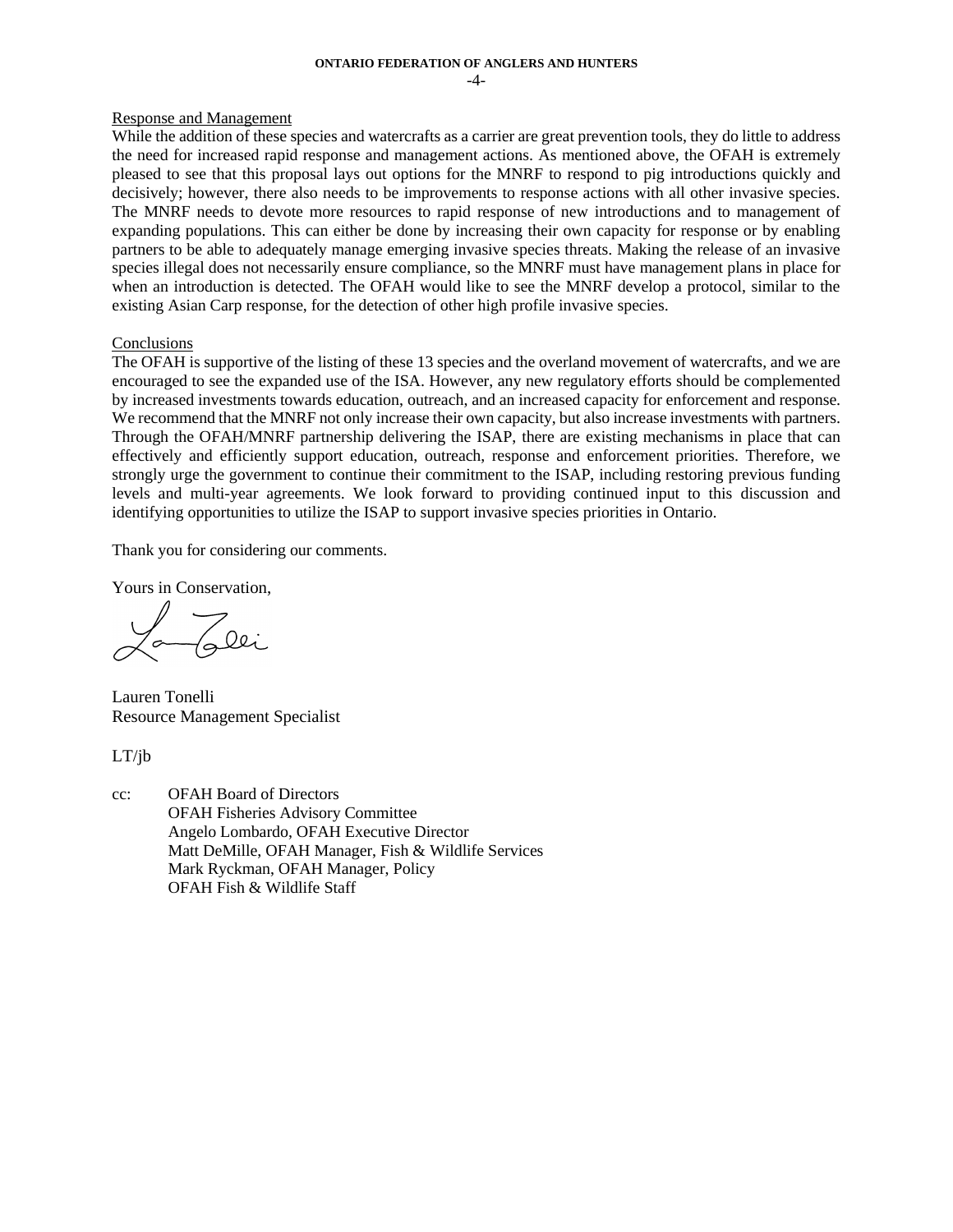Response and Management

While the addition of these species and watercrafts as a carrier are great prevention tools, they do little to address the need for increased rapid response and management actions. As mentioned above, the OFAH is extremely pleased to see that this proposal lays out options for the MNRF to respond to pig introductions quickly and decisively; however, there also needs to be improvements to response actions with all other invasive species. The MNRF needs to devote more resources to rapid response of new introductions and to management of expanding populations. This can either be done by increasing their own capacity for response or by enabling partners to be able to adequately manage emerging invasive species threats. Making the release of an invasive species illegal does not necessarily ensure compliance, so the MNRF must have management plans in place for when an introduction is detected. The OFAH would like to see the MNRF develop a protocol, similar to the existing Asian Carp response, for the detection of other high profile invasive species.

Conclusions

The OFAH is supportive of the listing of these 13 species and the overland movement of watercrafts, and we are encouraged to see the expanded use of the ISA. However, any new regulatory efforts should be complemented by increased investments towards education, outreach, and an increased capacity for enforcement and response. We recommend that the MNRF not only increase their own capacity, but also increase investments with partners. Through the OFAH/MNRF partnership delivering the ISAP, there are existing mechanisms in place that can effectively and efficiently support education, outreach, response and enforcement priorities. Therefore, we strongly urge the government to continue their commitment to the ISAP, including restoring previous funding levels and multi-year agreements. We look forward to providing continued input to this discussion and identifying opportunities to utilize the ISAP to support invasive species priorities in Ontario.

Thank you for considering our comments.

Yours in Conservation,

Lauren Tonelli
Resource Management Specialist

LT/jb

cc: OFAH Board of Directors
OFAH Fisheries Advisory Committee
Angelo Lombardo, OFAH Executive Director
Matt DeMille, OFAH Manager, Fish & Wildlife Services
Mark Ryckman, OFAH Manager, Policy
OFAH Fish & Wildlife Staff